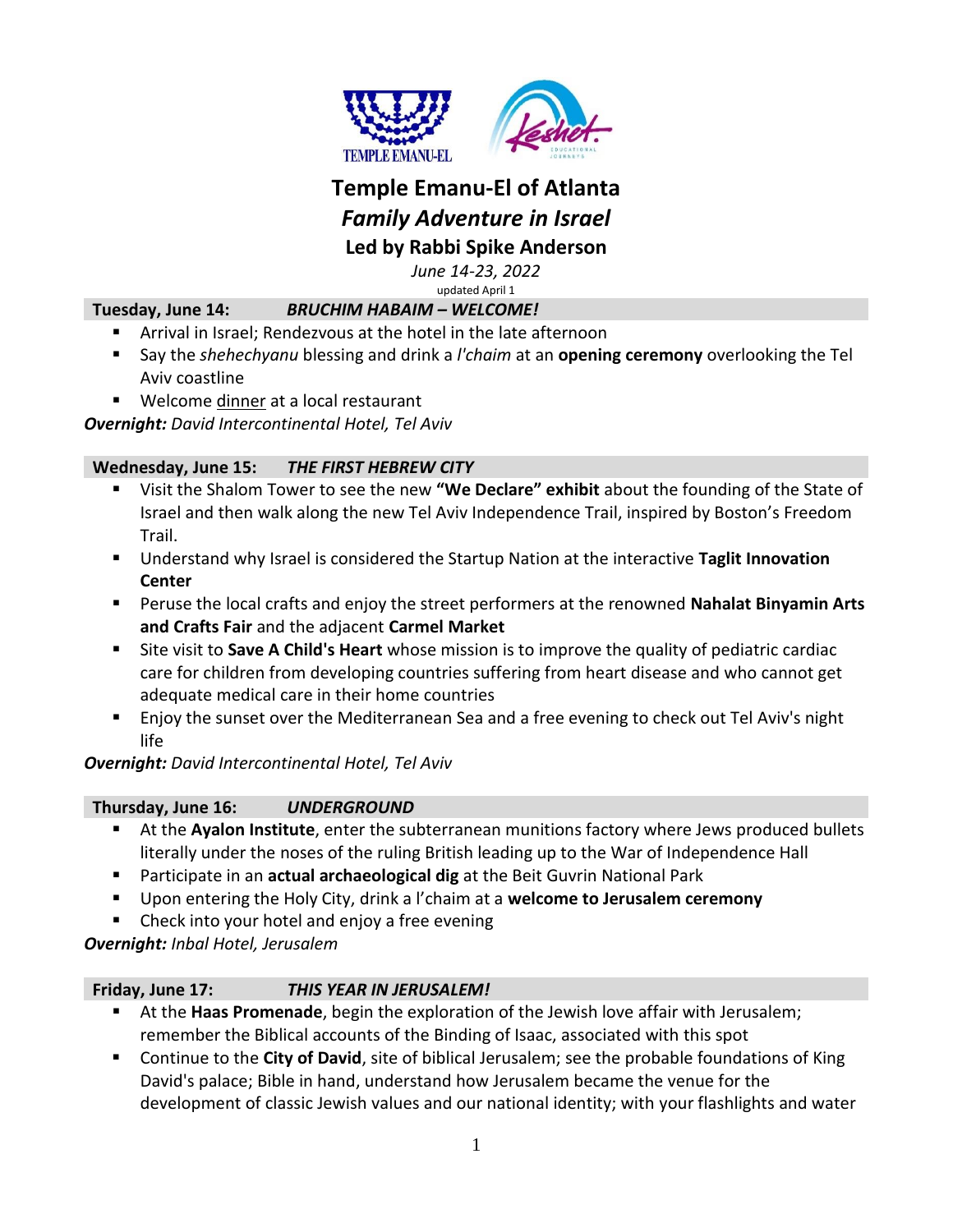# Temple Emanu-El of Atlanta

## *Family Adventure in Israel*

### Led by Rabbi Spike Anderson

*June 14-23, 2022*

updated April 1

**Tuesday, June 14:** ***BRUCHIM HABAIM – WELCOME!***

- Arrival in Israel; Rendezvous at the hotel in the late afternoon
- Say the *shehechyanu* blessing and drink a *l'chaim* at an **opening ceremony** overlooking the Tel Aviv coastline
- Welcome dinner at a local restaurant

***Overnight:*** *David Intercontinental Hotel, Tel Aviv*

**Wednesday, June 15:** ***THE FIRST HEBREW CITY***

- Visit the Shalom Tower to see the new **"We Declare" exhibit** about the founding of the State of Israel and then walk along the new Tel Aviv Independence Trail, inspired by Boston's Freedom Trail.
- Understand why Israel is considered the Startup Nation at the interactive **Taglit Innovation Center**
- Peruse the local crafts and enjoy the street performers at the renowned **Nahalat Binyamin Arts and Crafts Fair** and the adjacent **Carmel Market**
- Site visit to **Save A Child's Heart** whose mission is to improve the quality of pediatric cardiac care for children from developing countries suffering from heart disease and who cannot get adequate medical care in their home countries
- Enjoy the sunset over the Mediterranean Sea and a free evening to check out Tel Aviv's night life

***Overnight:*** *David Intercontinental Hotel, Tel Aviv*

**Thursday, June 16:** ***UNDERGROUND***

- At the **Ayalon Institute**, enter the subterranean munitions factory where Jews produced bullets literally under the noses of the ruling British leading up to the War of Independence Hall
- Participate in an **actual archaeological dig** at the Beit Guvrin National Park
- Upon entering the Holy City, drink a l'chaim at a **welcome to Jerusalem ceremony**
- Check into your hotel and enjoy a free evening

***Overnight:*** *Inbal Hotel, Jerusalem*

**Friday, June 17:** ***THIS YEAR IN JERUSALEM!***

- At the **Haas Promenade**, begin the exploration of the Jewish love affair with Jerusalem; remember the Biblical accounts of the Binding of Isaac, associated with this spot
- Continue to the **City of David**, site of biblical Jerusalem; see the probable foundations of King David's palace; Bible in hand, understand how Jerusalem became the venue for the development of classic Jewish values and our national identity; with your flashlights and water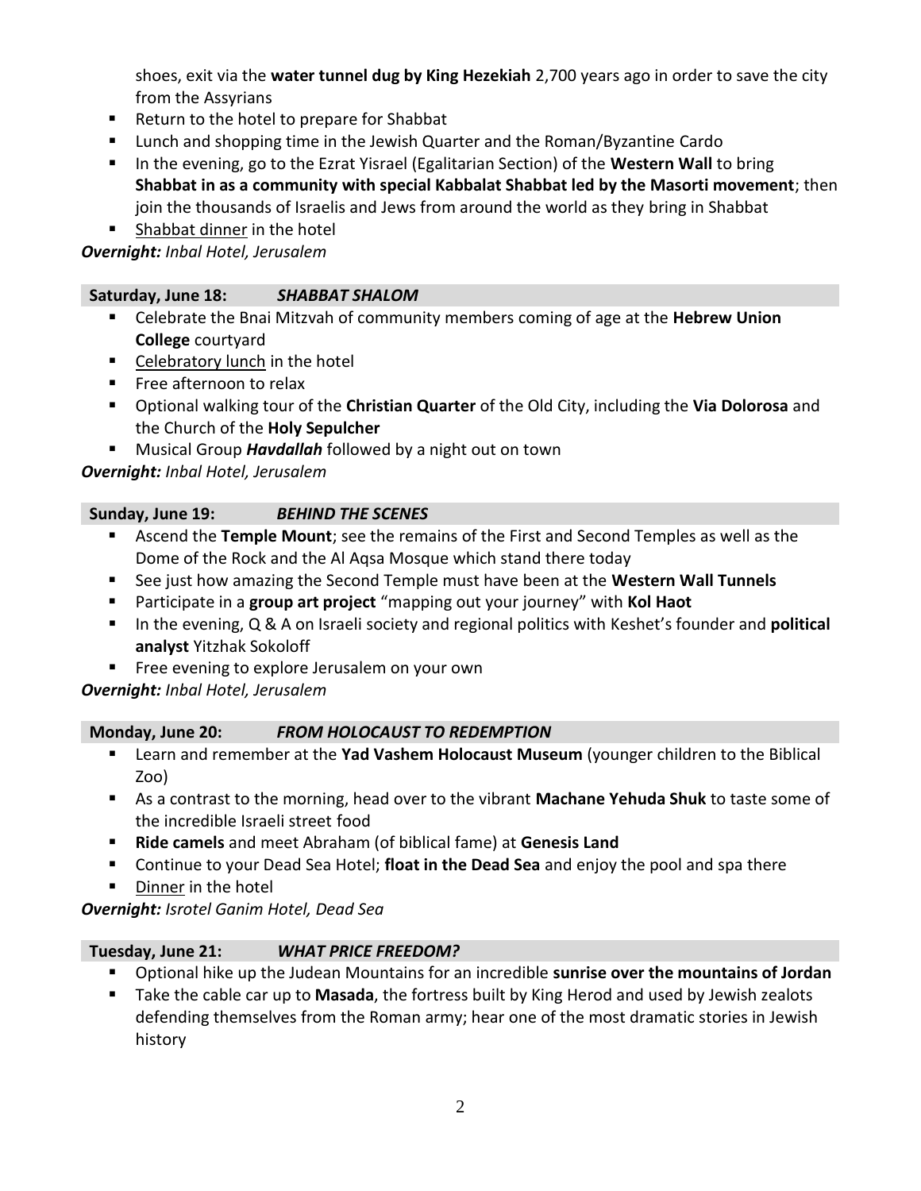- shoes, exit via the **water tunnel dug by King Hezekiah** 2,700 years ago in order to save the city from the Assyrians
- Return to the hotel to prepare for Shabbat
- Lunch and shopping time in the Jewish Quarter and the Roman/Byzantine Cardo
- In the evening, go to the Ezrat Yisrael (Egalitarian Section) of the **Western Wall** to bring **Shabbat in as a community with special Kabbalat Shabbat led by the Masorti movement**; then join the thousands of Israelis and Jews from around the world as they bring in Shabbat
- Shabbat dinner in the hotel

***Overnight:*** *Inbal Hotel, Jerusalem*

### Saturday, June 18: *SHABBAT SHALOM*

- Celebrate the Bnai Mitzvah of community members coming of age at the **Hebrew Union College** courtyard
- Celebratory lunch in the hotel
- Free afternoon to relax
- Optional walking tour of the **Christian Quarter** of the Old City, including the **Via Dolorosa** and the Church of the **Holy Sepulcher**
- Musical Group ***Havdallah*** followed by a night out on town

***Overnight:*** *Inbal Hotel, Jerusalem*

### Sunday, June 19: *BEHIND THE SCENES*

- Ascend the **Temple Mount**; see the remains of the First and Second Temples as well as the Dome of the Rock and the Al Aqsa Mosque which stand there today
- See just how amazing the Second Temple must have been at the **Western Wall Tunnels**
- Participate in a **group art project** "mapping out your journey" with **Kol Haot**
- In the evening, Q & A on Israeli society and regional politics with Keshet's founder and **political analyst** Yitzhak Sokoloff
- Free evening to explore Jerusalem on your own

***Overnight:*** *Inbal Hotel, Jerusalem*

### Monday, June 20: *FROM HOLOCAUST TO REDEMPTION*

- Learn and remember at the **Yad Vashem Holocaust Museum** (younger children to the Biblical Zoo)
- As a contrast to the morning, head over to the vibrant **Machane Yehuda Shuk** to taste some of the incredible Israeli street food
- **Ride camels** and meet Abraham (of biblical fame) at **Genesis Land**
- Continue to your Dead Sea Hotel; **float in the Dead Sea** and enjoy the pool and spa there
- Dinner in the hotel

***Overnight:*** *Isrotel Ganim Hotel, Dead Sea*

### Tuesday, June 21: *WHAT PRICE FREEDOM?*

- Optional hike up the Judean Mountains for an incredible **sunrise over the mountains of Jordan**
- Take the cable car up to **Masada**, the fortress built by King Herod and used by Jewish zealots defending themselves from the Roman army; hear one of the most dramatic stories in Jewish history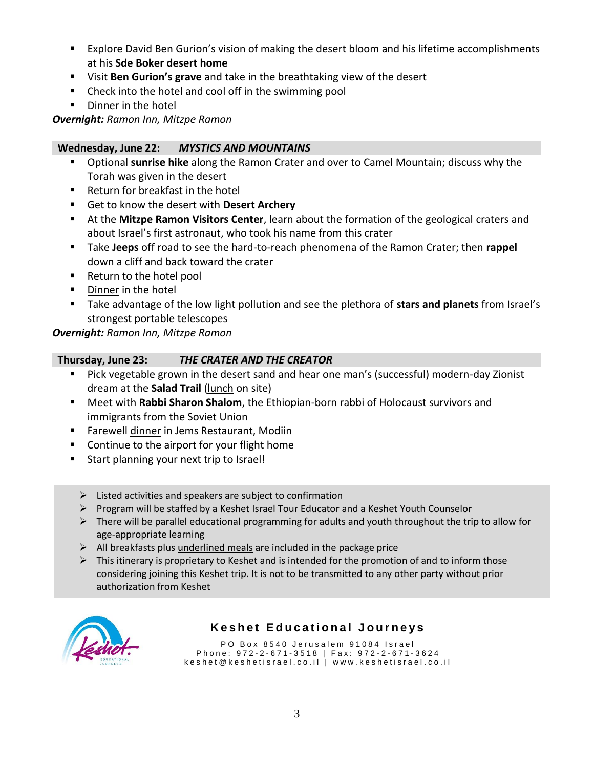- Explore David Ben Gurion's vision of making the desert bloom and his lifetime accomplishments at his **Sde Boker desert home**
- Visit **Ben Gurion's grave** and take in the breathtaking view of the desert
- Check into the hotel and cool off in the swimming pool
- <u>Dinner</u> in the hotel

***Overnight:*** *Ramon Inn, Mitzpe Ramon*

**Wednesday, June 22:** ***MYSTICS AND MOUNTAINS***

- Optional **sunrise hike** along the Ramon Crater and over to Camel Mountain; discuss why the Torah was given in the desert
- Return for breakfast in the hotel
- Get to know the desert with **Desert Archery**
- At the **Mitzpe Ramon Visitors Center**, learn about the formation of the geological craters and about Israel's first astronaut, who took his name from this crater
- Take **Jeeps** off road to see the hard-to-reach phenomena of the Ramon Crater; then **rappel** down a cliff and back toward the crater
- Return to the hotel pool
- <u>Dinner</u> in the hotel
- Take advantage of the low light pollution and see the plethora of **stars and planets** from Israel's strongest portable telescopes

***Overnight:*** *Ramon Inn, Mitzpe Ramon*

**Thursday, June 23:** ***THE CRATER AND THE CREATOR***

- Pick vegetable grown in the desert sand and hear one man's (successful) modern-day Zionist dream at the **Salad Trail** (<u>lunch</u> on site)
- Meet with **Rabbi Sharon Shalom**, the Ethiopian-born rabbi of Holocaust survivors and immigrants from the Soviet Union
- Farewell <u>dinner</u> in Jems Restaurant, Modiin
- Continue to the airport for your flight home
- Start planning your next trip to Israel!

> - Listed activities and speakers are subject to confirmation
> - Program will be staffed by a Keshet Israel Tour Educator and a Keshet Youth Counselor
> - There will be parallel educational programming for adults and youth throughout the trip to allow for age-appropriate learning
> - All breakfasts plus <u>underlined meals</u> are included in the package price
> - This itinerary is proprietary to Keshet and is intended for the promotion of and to inform those considering joining this Keshet trip. It is not to be transmitted to any other party without prior authorization from Keshet

**Keshet Educational Journeys**

PO Box 8540 Jerusalem 91084 Israel
Phone: 972-2-671-3518 | Fax: 972-2-671-3624
keshet@keshetisrael.co.il | www.keshetisrael.co.il